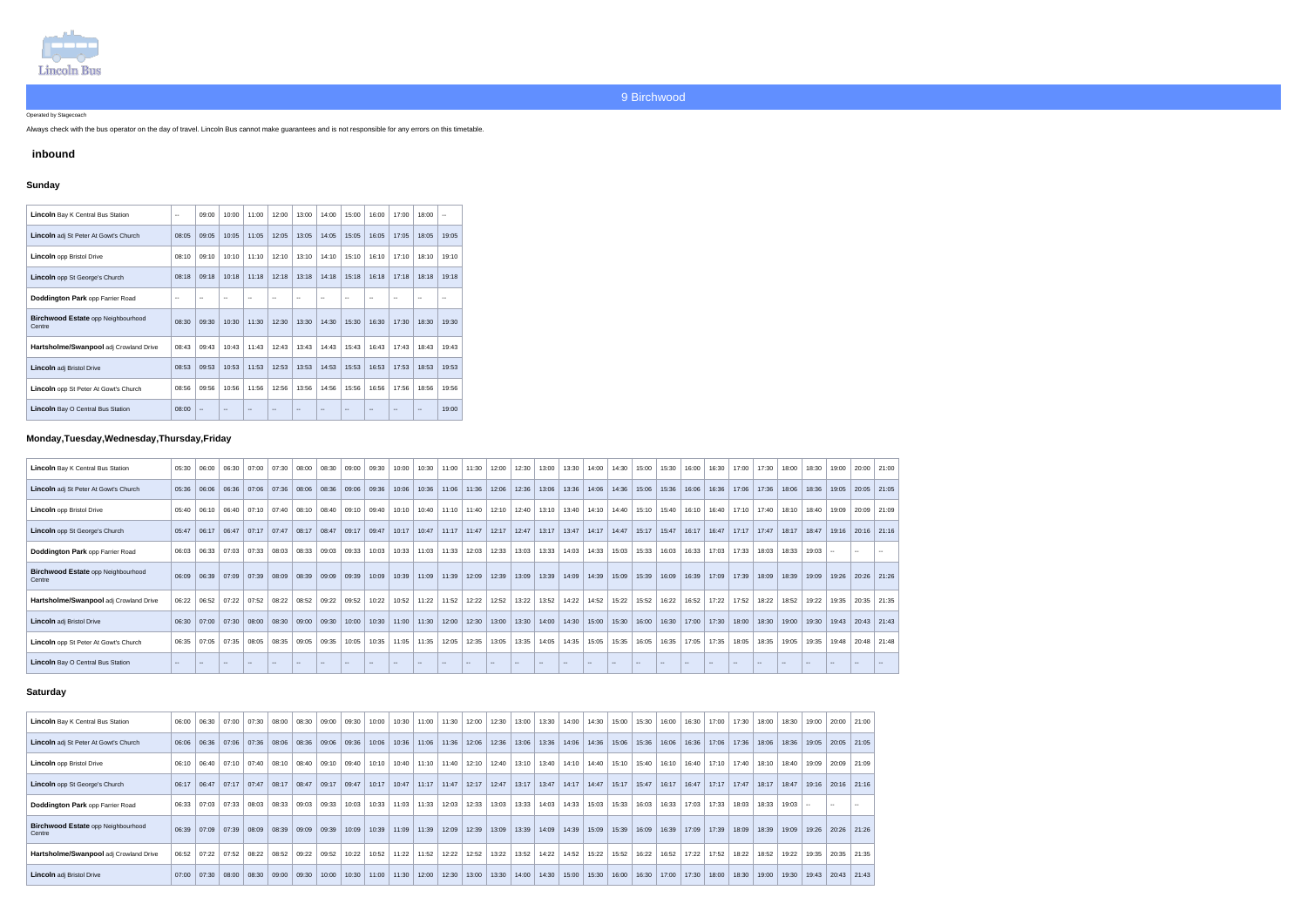Lincoln Bus

## 9 Birchwood

Operated by Stagecoach

Always check with the bus operator on the day of travel. Lincoln Bus cannot make guarantees and is not responsible for any errors on this timetable.

### inbound

#### Sunday

| | | | | | | | | | | | | |
|---|---|---|---|---|---|---|---|---|---|---|---|---|
| **Lincoln** Bay K Central Bus Station | -- | 09:00 | 10:00 | 11:00 | 12:00 | 13:00 | 14:00 | 15:00 | 16:00 | 17:00 | 18:00 | -- |
| **Lincoln** adj St Peter At Gowt's Church | 08:05 | 09:05 | 10:05 | 11:05 | 12:05 | 13:05 | 14:05 | 15:05 | 16:05 | 17:05 | 18:05 | 19:05 |
| **Lincoln** opp Bristol Drive | 08:10 | 09:10 | 10:10 | 11:10 | 12:10 | 13:10 | 14:10 | 15:10 | 16:10 | 17:10 | 18:10 | 19:10 |
| **Lincoln** opp St George's Church | 08:18 | 09:18 | 10:18 | 11:18 | 12:18 | 13:18 | 14:18 | 15:18 | 16:18 | 17:18 | 18:18 | 19:18 |
| **Doddington Park** opp Farrier Road | -- | -- | -- | -- | -- | -- | -- | -- | -- | -- | -- | -- |
| **Birchwood Estate** opp Neighbourhood Centre | 08:30 | 09:30 | 10:30 | 11:30 | 12:30 | 13:30 | 14:30 | 15:30 | 16:30 | 17:30 | 18:30 | 19:30 |
| **Hartsholme/Swanpool** adj Crowland Drive | 08:43 | 09:43 | 10:43 | 11:43 | 12:43 | 13:43 | 14:43 | 15:43 | 16:43 | 17:43 | 18:43 | 19:43 |
| **Lincoln** adj Bristol Drive | 08:53 | 09:53 | 10:53 | 11:53 | 12:53 | 13:53 | 14:53 | 15:53 | 16:53 | 17:53 | 18:53 | 19:53 |
| **Lincoln** opp St Peter At Gowt's Church | 08:56 | 09:56 | 10:56 | 11:56 | 12:56 | 13:56 | 14:56 | 15:56 | 16:56 | 17:56 | 18:56 | 19:56 |
| **Lincoln** Bay O Central Bus Station | 08:00 | -- | -- | -- | -- | -- | -- | -- | -- | -- | -- | 19:00 |

#### Monday,Tuesday,Wednesday,Thursday,Friday

| | | | | | | | | | | | | | | | | | | | | | | | | | | | | | | | | |
|---|---|---|---|---|---|---|---|---|---|---|---|---|---|---|---|---|---|---|---|---|---|---|---|---|---|---|---|---|---|---|---|---|
| **Lincoln** Bay K Central Bus Station | 05:30 | 06:00 | 06:30 | 07:00 | 07:30 | 08:00 | 08:30 | 09:00 | 09:30 | 10:00 | 10:30 | 11:00 | 11:30 | 12:00 | 12:30 | 13:00 | 13:30 | 14:00 | 14:30 | 15:00 | 15:30 | 16:00 | 16:30 | 17:00 | 17:30 | 18:00 | 18:30 | 19:00 | 20:00 | 21:00 |
| **Lincoln** adj St Peter At Gowt's Church | 05:36 | 06:06 | 06:36 | 07:06 | 07:36 | 08:06 | 08:36 | 09:06 | 09:36 | 10:06 | 10:36 | 11:06 | 11:36 | 12:06 | 12:36 | 13:06 | 13:36 | 14:06 | 14:36 | 15:06 | 15:36 | 16:06 | 16:36 | 17:06 | 17:36 | 18:06 | 18:36 | 19:05 | 20:05 | 21:05 |
| **Lincoln** opp Bristol Drive | 05:40 | 06:10 | 06:40 | 07:10 | 07:40 | 08:10 | 08:40 | 09:10 | 09:40 | 10:10 | 10:40 | 11:10 | 11:40 | 12:10 | 12:40 | 13:10 | 13:40 | 14:10 | 14:40 | 15:10 | 15:40 | 16:10 | 16:40 | 17:10 | 17:40 | 18:10 | 18:40 | 19:09 | 20:09 | 21:09 |
| **Lincoln** opp St George's Church | 05:47 | 06:17 | 06:47 | 07:17 | 07:47 | 08:17 | 08:47 | 09:17 | 09:47 | 10:17 | 10:47 | 11:17 | 11:47 | 12:17 | 12:47 | 13:17 | 13:47 | 14:17 | 14:47 | 15:17 | 15:47 | 16:17 | 16:47 | 17:17 | 17:47 | 18:17 | 18:47 | 19:16 | 20:16 | 21:16 |
| **Doddington Park** opp Farrier Road | 06:03 | 06:33 | 07:03 | 07:33 | 08:03 | 08:33 | 09:03 | 09:33 | 10:03 | 10:33 | 11:03 | 11:33 | 12:03 | 12:33 | 13:03 | 13:33 | 14:03 | 14:33 | 15:03 | 15:33 | 16:03 | 16:33 | 17:03 | 17:33 | 18:03 | 18:33 | 19:03 | -- | -- | -- |
| **Birchwood Estate** opp Neighbourhood Centre | 06:09 | 06:39 | 07:09 | 07:39 | 08:09 | 08:39 | 09:09 | 09:39 | 10:09 | 10:39 | 11:09 | 11:39 | 12:09 | 12:39 | 13:09 | 13:39 | 14:09 | 14:39 | 15:09 | 15:39 | 16:09 | 16:39 | 17:09 | 17:39 | 18:09 | 18:39 | 19:09 | 19:26 | 20:26 | 21:26 |
| **Hartsholme/Swanpool** adj Crowland Drive | 06:22 | 06:52 | 07:22 | 07:52 | 08:22 | 08:52 | 09:22 | 09:52 | 10:22 | 10:52 | 11:22 | 11:52 | 12:22 | 12:52 | 13:22 | 13:52 | 14:22 | 14:52 | 15:22 | 15:52 | 16:22 | 16:52 | 17:22 | 17:52 | 18:22 | 18:52 | 19:22 | 19:35 | 20:35 | 21:35 |
| **Lincoln** adj Bristol Drive | 06:30 | 07:00 | 07:30 | 08:00 | 08:30 | 09:00 | 09:30 | 10:00 | 10:30 | 11:00 | 11:30 | 12:00 | 12:30 | 13:00 | 13:30 | 14:00 | 14:30 | 15:00 | 15:30 | 16:00 | 16:30 | 17:00 | 17:30 | 18:00 | 18:30 | 19:00 | 19:30 | 19:43 | 20:43 | 21:43 |
| **Lincoln** opp St Peter At Gowt's Church | 06:35 | 07:05 | 07:35 | 08:05 | 08:35 | 09:05 | 09:35 | 10:05 | 10:35 | 11:05 | 11:35 | 12:05 | 12:35 | 13:05 | 13:35 | 14:05 | 14:35 | 15:05 | 15:35 | 16:05 | 16:35 | 17:05 | 17:35 | 18:05 | 18:35 | 19:05 | 19:35 | 19:48 | 20:48 | 21:48 |
| **Lincoln** Bay O Central Bus Station | -- | -- | -- | -- | -- | -- | -- | -- | -- | -- | -- | -- | -- | -- | -- | -- | -- | -- | -- | -- | -- | -- | -- | -- | -- | -- | -- | -- | -- | -- |

#### Saturday

| | | | | | | | | | | | | | | | | | | | | | | | | | | | | | | |
|---|---|---|---|---|---|---|---|---|---|---|---|---|---|---|---|---|---|---|---|---|---|---|---|---|---|---|---|---|---|---|
| **Lincoln** Bay K Central Bus Station | 06:00 | 06:30 | 07:00 | 07:30 | 08:00 | 08:30 | 09:00 | 09:30 | 10:00 | 10:30 | 11:00 | 11:30 | 12:00 | 12:30 | 13:00 | 13:30 | 14:00 | 14:30 | 15:00 | 15:30 | 16:00 | 16:30 | 17:00 | 17:30 | 18:00 | 18:30 | 19:00 | 20:00 | 21:00 |
| **Lincoln** adj St Peter At Gowt's Church | 06:06 | 06:36 | 07:06 | 07:36 | 08:06 | 08:36 | 09:06 | 09:36 | 10:06 | 10:36 | 11:06 | 11:36 | 12:06 | 12:36 | 13:06 | 13:36 | 14:06 | 14:36 | 15:06 | 15:36 | 16:06 | 16:36 | 17:06 | 17:36 | 18:06 | 18:36 | 19:05 | 20:05 | 21:05 |
| **Lincoln** opp Bristol Drive | 06:10 | 06:40 | 07:10 | 07:40 | 08:10 | 08:40 | 09:10 | 09:40 | 10:10 | 10:40 | 11:10 | 11:40 | 12:10 | 12:40 | 13:10 | 13:40 | 14:10 | 14:40 | 15:10 | 15:40 | 16:10 | 16:40 | 17:10 | 17:40 | 18:10 | 18:40 | 19:09 | 20:09 | 21:09 |
| **Lincoln** opp St George's Church | 06:17 | 06:47 | 07:17 | 07:47 | 08:17 | 08:47 | 09:17 | 09:47 | 10:17 | 10:47 | 11:17 | 11:47 | 12:17 | 12:47 | 13:17 | 13:47 | 14:17 | 14:47 | 15:17 | 15:47 | 16:17 | 16:47 | 17:17 | 17:47 | 18:17 | 18:47 | 19:16 | 20:16 | 21:16 |
| **Doddington Park** opp Farrier Road | 06:33 | 07:03 | 07:33 | 08:03 | 08:33 | 09:03 | 09:33 | 10:03 | 10:33 | 11:03 | 11:33 | 12:03 | 12:33 | 13:03 | 13:33 | 14:03 | 14:33 | 15:03 | 15:33 | 16:03 | 16:33 | 17:03 | 17:33 | 18:03 | 18:33 | 19:03 | -- | -- | -- |
| **Birchwood Estate** opp Neighbourhood Centre | 06:39 | 07:09 | 07:39 | 08:09 | 08:39 | 09:09 | 09:39 | 10:09 | 10:39 | 11:09 | 11:39 | 12:09 | 12:39 | 13:09 | 13:39 | 14:09 | 14:39 | 15:09 | 15:39 | 16:09 | 16:39 | 17:09 | 17:39 | 18:09 | 18:39 | 19:09 | 19:26 | 20:26 | 21:26 |
| **Hartsholme/Swanpool** adj Crowland Drive | 06:52 | 07:22 | 07:52 | 08:22 | 08:52 | 09:22 | 09:52 | 10:22 | 10:52 | 11:22 | 11:52 | 12:22 | 12:52 | 13:22 | 13:52 | 14:22 | 14:52 | 15:22 | 15:52 | 16:22 | 16:52 | 17:22 | 17:52 | 18:22 | 18:52 | 19:22 | 19:35 | 20:35 | 21:35 |
| **Lincoln** adj Bristol Drive | 07:00 | 07:30 | 08:00 | 08:30 | 09:00 | 09:30 | 10:00 | 10:30 | 11:00 | 11:30 | 12:00 | 12:30 | 13:00 | 13:30 | 14:00 | 14:30 | 15:00 | 15:30 | 16:00 | 16:30 | 17:00 | 17:30 | 18:00 | 18:30 | 19:00 | 19:30 | 19:43 | 20:43 | 21:43 |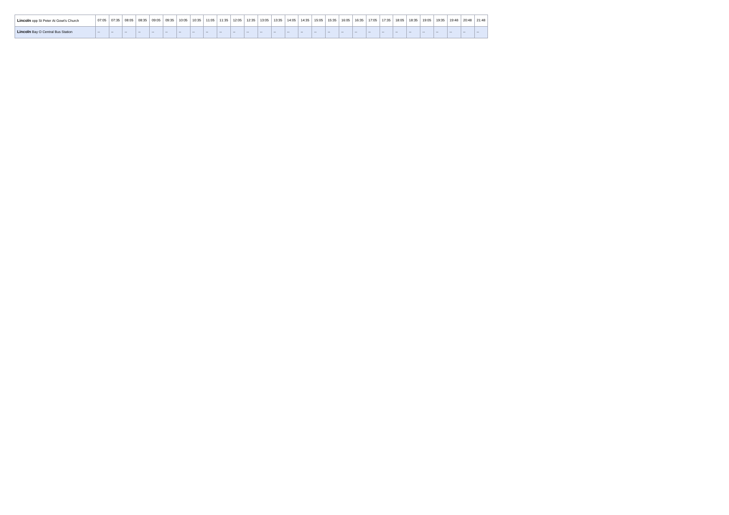| | | | | | | | | | | | | | | | | | | | | | | | | | | | | |
|---|---|---|---|---|---|---|---|---|---|---|---|---|---|---|---|---|---|---|---|---|---|---|---|---|---|---|---|---|
| **Lincoln** opp St Peter At Gowt's Church | 07:05 | 07:35 | 08:05 | 08:35 | 09:05 | 09:35 | 10:05 | 10:35 | 11:05 | 11:35 | 12:05 | 12:35 | 13:05 | 13:35 | 14:05 | 14:35 | 15:05 | 15:35 | 16:05 | 16:35 | 17:05 | 17:35 | 18:05 | 18:35 | 19:05 | 19:35 | 19:48 | 20:48 | 21:48 |
| **Lincoln** Bay O Central Bus Station | -- | -- | -- | -- | -- | -- | -- | -- | -- | -- | -- | -- | -- | -- | -- | -- | -- | -- | -- | -- | -- | -- | -- | -- | -- | -- | -- | -- | -- |